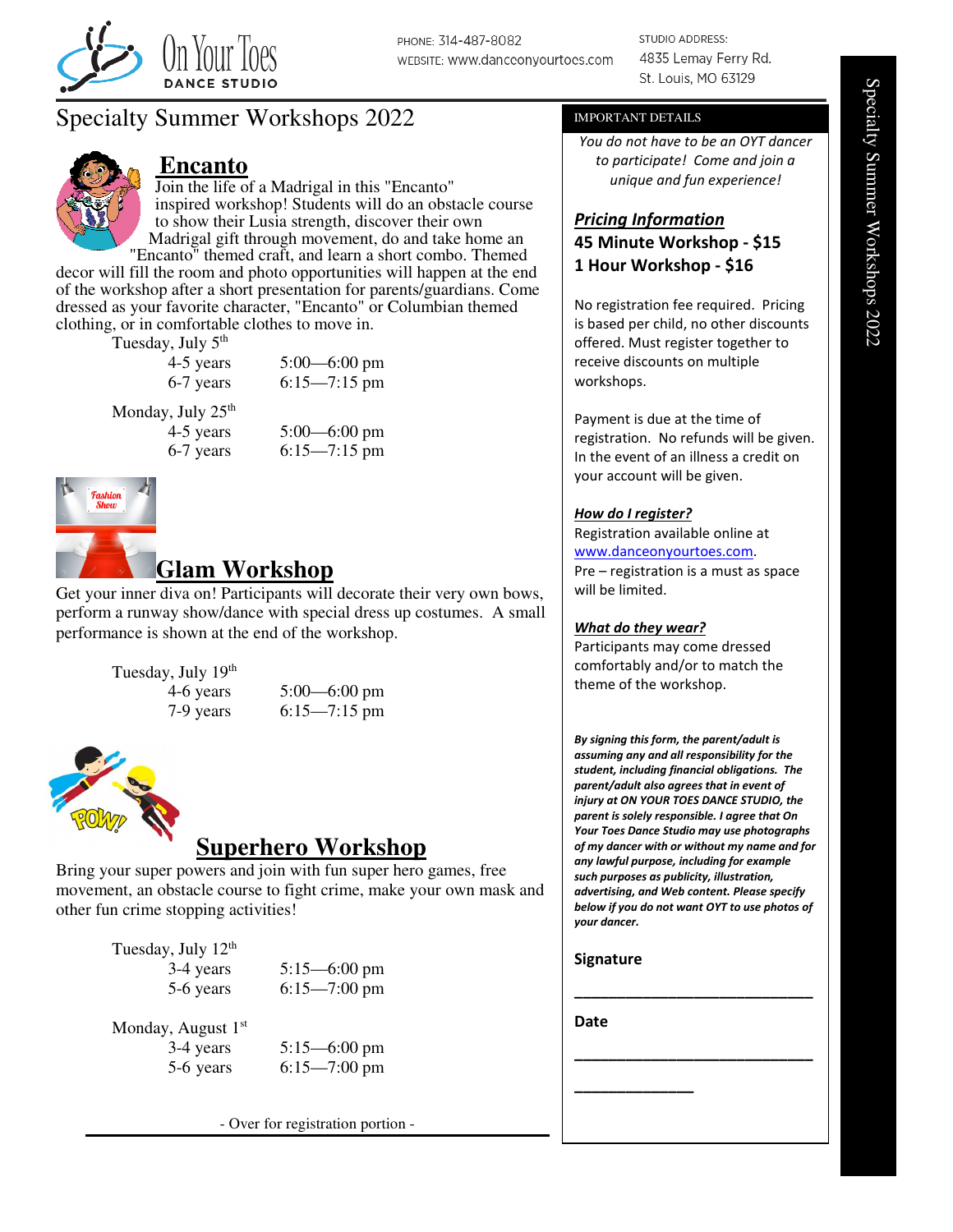On Your Toes DANCE STUDIO

PHONE: 314-487-8082
WEBSITE: www.danceonyourtoes.com

STUDIO ADDRESS:
4835 Lemay Ferry Rd.
St. Louis, MO 63129

# Specialty Summer Workshops 2022

## Encanto

Join the life of a Madrigal in this "Encanto" inspired workshop! Students will do an obstacle course to show their Lusia strength, discover their own Madrigal gift through movement, do and take home an "Encanto" themed craft, and learn a short combo. Themed decor will fill the room and photo opportunities will happen at the end of the workshop after a short presentation for parents/guardians. Come dressed as your favorite character, "Encanto" or Columbian themed clothing, or in comfortable clothes to move in.

Tuesday, July 5th

| | |
|---|---|
| 4-5 years | 5:00—6:00 pm |
| 6-7 years | 6:15—7:15 pm |

Monday, July 25th

| | |
|---|---|
| 4-5 years | 5:00—6:00 pm |
| 6-7 years | 6:15—7:15 pm |

## Glam Workshop

Get your inner diva on! Participants will decorate their very own bows, perform a runway show/dance with special dress up costumes. A small performance is shown at the end of the workshop.

Tuesday, July 19th

| | |
|---|---|
| 4-6 years | 5:00—6:00 pm |
| 7-9 years | 6:15—7:15 pm |

## Superhero Workshop

Bring your super powers and join with fun super hero games, free movement, an obstacle course to fight crime, make your own mask and other fun crime stopping activities!

Tuesday, July 12th

| | |
|---|---|
| 3-4 years | 5:15—6:00 pm |
| 5-6 years | 6:15—7:00 pm |

Monday, August 1st

| | |
|---|---|
| 3-4 years | 5:15—6:00 pm |
| 5-6 years | 6:15—7:00 pm |

- Over for registration portion -

### IMPORTANT DETAILS

*You do not have to be an OYT dancer to participate! Come and join a unique and fun experience!*

***Pricing Information***

**45 Minute Workshop - $15**

**1 Hour Workshop - $16**

No registration fee required. Pricing is based per child, no other discounts offered. Must register together to receive discounts on multiple workshops.

Payment is due at the time of registration. No refunds will be given. In the event of an illness a credit on your account will be given.

***How do I register?***

Registration available online at www.danceonyourtoes.com.
Pre – registration is a must as space will be limited.

***What do they wear?***

Participants may come dressed comfortably and/or to match the theme of the workshop.

***By signing this form, the parent/adult is assuming any and all responsibility for the student, including financial obligations. The parent/adult also agrees that in event of injury at ON YOUR TOES DANCE STUDIO, the parent is solely responsible. I agree that On Your Toes Dance Studio may use photographs of my dancer with or without my name and for any lawful purpose, including for example such purposes as publicity, illustration, advertising, and Web content. Please specify below if you do not want OYT to use photos of your dancer.***

**Signature**

______________________________

**Date**

______________________________

_______________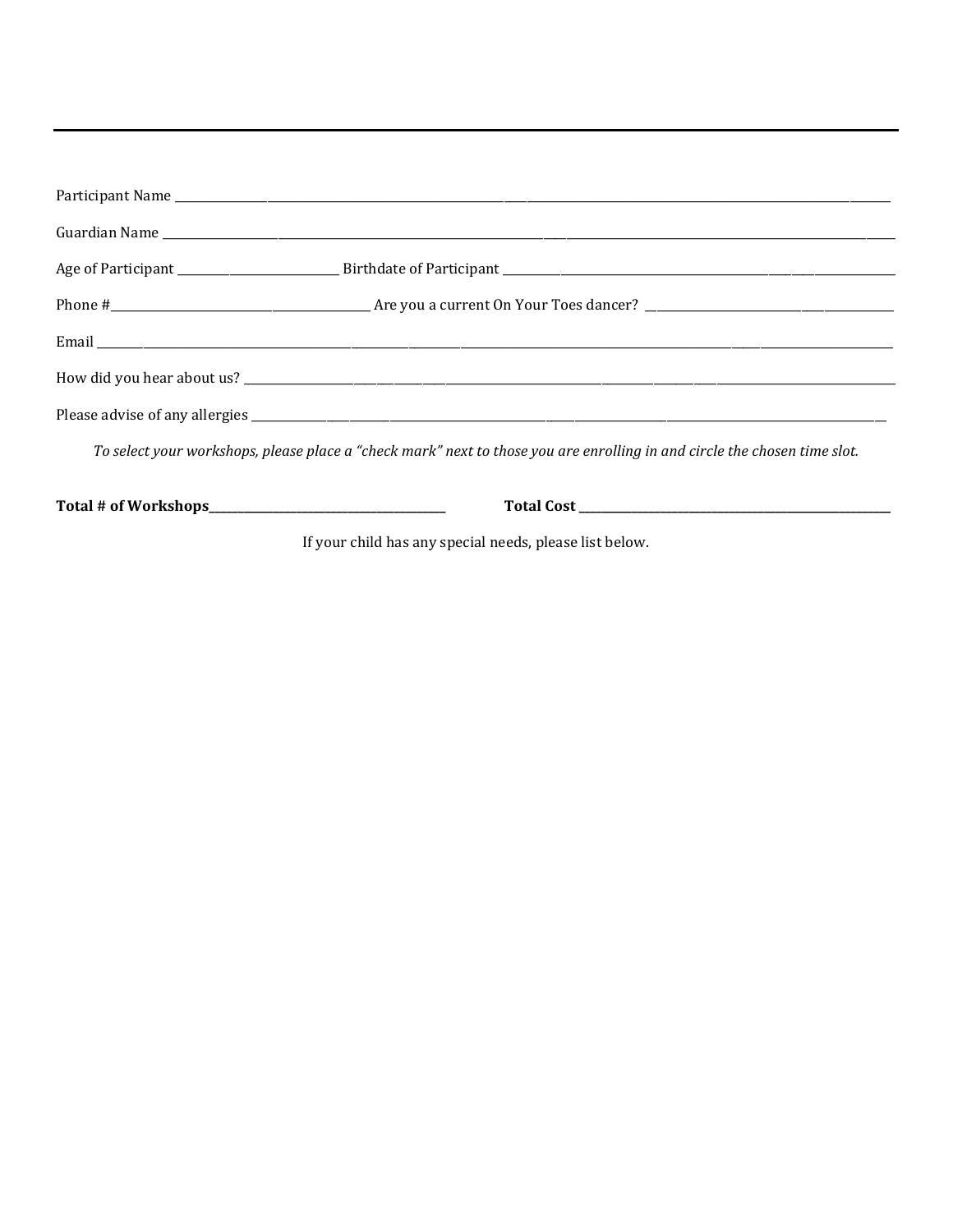---

Participant Name ____________________________________________________________

Guardian Name ____________________________________________________________

Age of Participant ________________ Birthdate of Participant ______________________________

Phone #__________________________ Are you a current On Your Toes dancer? __________________

Email ____________________________________________________________

How did you hear about us? ____________________________________________________________

Please advise of any allergies ____________________________________________________________

*To select your workshops, please place a "check mark" next to those you are enrolling in and circle the chosen time slot.*

**Total # of Workshops**__________________________ **Total Cost** __________________________

If your child has any special needs, please list below.